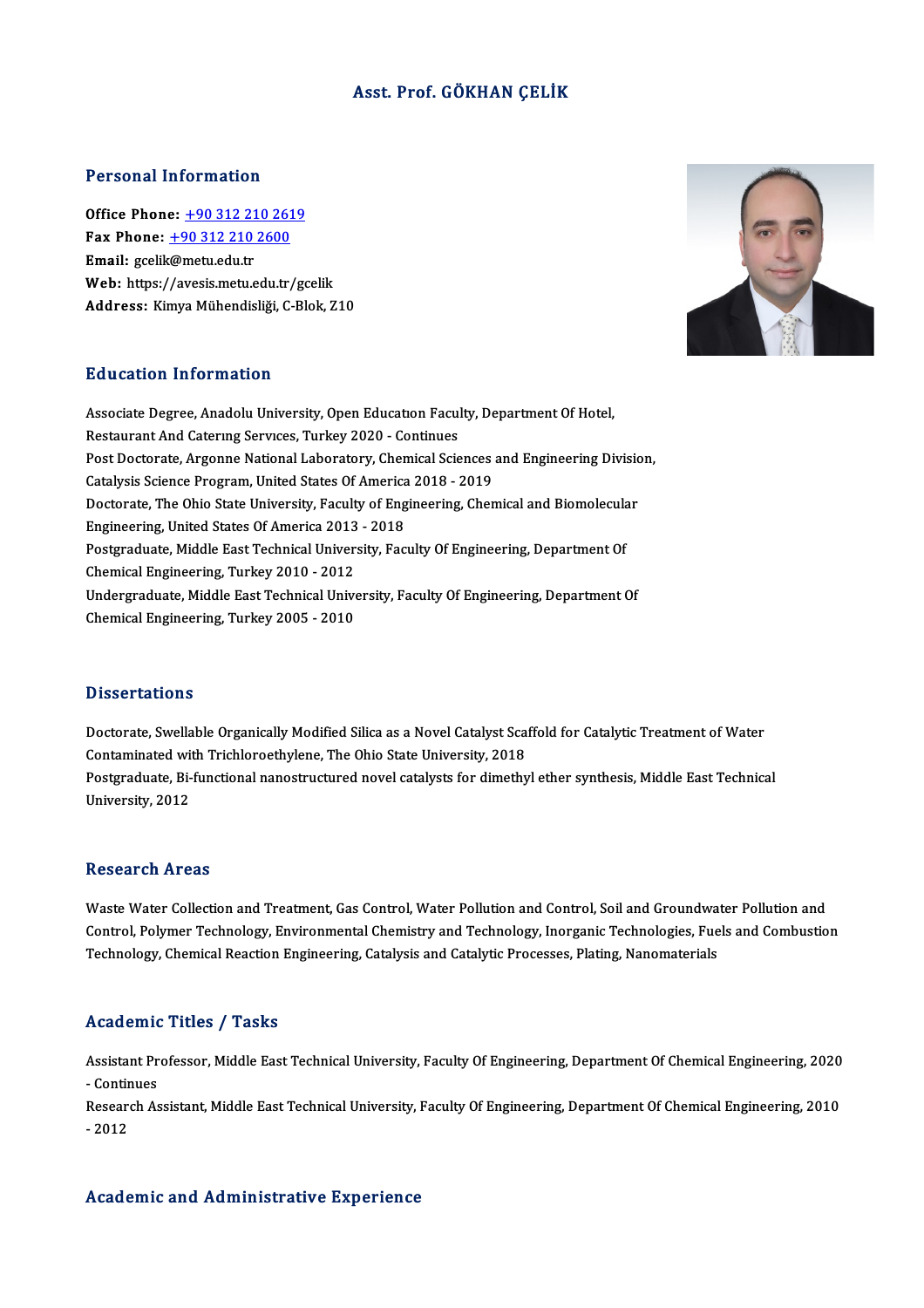# Asst. Prof. GÖKHAN ÇELİK

## Personal Information

**Office Phone:** +90 312 210 2619
**Fax Phone:** +90 312 210 2600
**Email:** gcelik@metu.edu.tr
**Web:** https://avesis.metu.edu.tr/gcelik
**Address:** Kimya Mühendisliği, C-Blok, Z10

## Education Information

Associate Degree, Anadolu University, Open Educatıon Faculty, Department Of Hotel, Restaurant And Caterıng Servıces, Turkey 2020 - Continues
Post Doctorate, Argonne National Laboratory, Chemical Sciences and Engineering Division, Catalysis Science Program, United States Of America 2018 - 2019
Doctorate, The Ohio State University, Faculty of Engineering, Chemical and Biomolecular Engineering, United States Of America 2013 - 2018
Postgraduate, Middle East Technical University, Faculty Of Engineering, Department Of Chemical Engineering, Turkey 2010 - 2012
Undergraduate, Middle East Technical University, Faculty Of Engineering, Department Of Chemical Engineering, Turkey 2005 - 2010

## Dissertations

Doctorate, Swellable Organically Modified Silica as a Novel Catalyst Scaffold for Catalytic Treatment of Water Contaminated with Trichloroethylene, The Ohio State University, 2018
Postgraduate, Bi-functional nanostructured novel catalysts for dimethyl ether synthesis, Middle East Technical University, 2012

## Research Areas

Waste Water Collection and Treatment, Gas Control, Water Pollution and Control, Soil and Groundwater Pollution and Control, Polymer Technology, Environmental Chemistry and Technology, Inorganic Technologies, Fuels and Combustion Technology, Chemical Reaction Engineering, Catalysis and Catalytic Processes, Plating, Nanomaterials

## Academic Titles / Tasks

Assistant Professor, Middle East Technical University, Faculty Of Engineering, Department Of Chemical Engineering, 2020 - Continues
Research Assistant, Middle East Technical University, Faculty Of Engineering, Department Of Chemical Engineering, 2010 - 2012

## Academic and Administrative Experience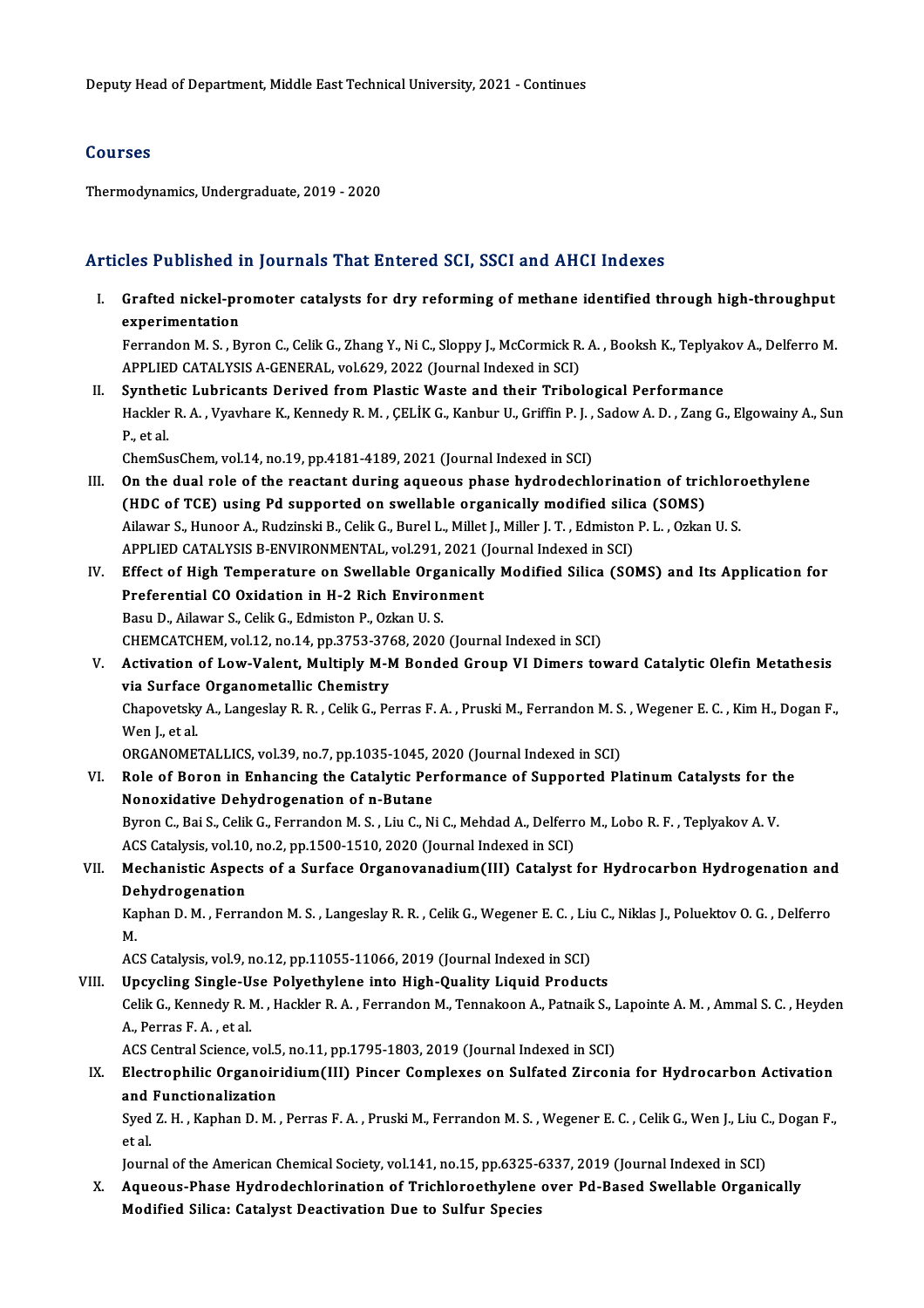Deputy Head of Department, Middle East Technical University, 2021 - Continues

## Courses

Thermodynamics, Undergraduate, 2019 - 2020

## Articles Published in Journals That Entered SCI, SSCI and AHCI Indexes

I. **Grafted nickel-promoter catalysts for dry reforming of methane identified through high-throughput experimentation**
Ferrandon M. S. , Byron C., Celik G., Zhang Y., Ni C., Sloppy J., McCormick R. A. , Booksh K., Teplyakov A., Delferro M.
APPLIED CATALYSIS A-GENERAL, vol.629, 2022 (Journal Indexed in SCI)

II. **Synthetic Lubricants Derived from Plastic Waste and their Tribological Performance**
Hackler R. A. , Vyavhare K., Kennedy R. M. , ÇELİK G., Kanbur U., Griffin P. J. , Sadow A. D. , Zang G., Elgowainy A., Sun P., et al.
ChemSusChem, vol.14, no.19, pp.4181-4189, 2021 (Journal Indexed in SCI)

III. **On the dual role of the reactant during aqueous phase hydrodechlorination of trichloroethylene (HDC of TCE) using Pd supported on swellable organically modified silica (SOMS)**
Ailawar S., Hunoor A., Rudzinski B., Celik G., Burel L., Millet J., Miller J. T. , Edmiston P. L. , Ozkan U. S.
APPLIED CATALYSIS B-ENVIRONMENTAL, vol.291, 2021 (Journal Indexed in SCI)

IV. **Effect of High Temperature on Swellable Organically Modified Silica (SOMS) and Its Application for Preferential CO Oxidation in H-2 Rich Environment**
Basu D., Ailawar S., Celik G., Edmiston P., Ozkan U. S.
CHEMCATCHEM, vol.12, no.14, pp.3753-3768, 2020 (Journal Indexed in SCI)

V. **Activation of Low-Valent, Multiply M-M Bonded Group VI Dimers toward Catalytic Olefin Metathesis via Surface Organometallic Chemistry**
Chapovetsky A., Langeslay R. R. , Celik G., Perras F. A. , Pruski M., Ferrandon M. S. , Wegener E. C. , Kim H., Dogan F., Wen J., et al.
ORGANOMETALLICS, vol.39, no.7, pp.1035-1045, 2020 (Journal Indexed in SCI)

VI. **Role of Boron in Enhancing the Catalytic Performance of Supported Platinum Catalysts for the Nonoxidative Dehydrogenation of n-Butane**
Byron C., Bai S., Celik G., Ferrandon M. S. , Liu C., Ni C., Mehdad A., Delferro M., Lobo R. F. , Teplyakov A. V.
ACS Catalysis, vol.10, no.2, pp.1500-1510, 2020 (Journal Indexed in SCI)

VII. **Mechanistic Aspects of a Surface Organovanadium(III) Catalyst for Hydrocarbon Hydrogenation and Dehydrogenation**
Kaphan D. M. , Ferrandon M. S. , Langeslay R. R. , Celik G., Wegener E. C. , Liu C., Niklas J., Poluektov O. G. , Delferro M.
ACS Catalysis, vol.9, no.12, pp.11055-11066, 2019 (Journal Indexed in SCI)

VIII. **Upcycling Single-Use Polyethylene into High-Quality Liquid Products**
Celik G., Kennedy R. M. , Hackler R. A. , Ferrandon M., Tennakoon A., Patnaik S., Lapointe A. M. , Ammal S. C. , Heyden A., Perras F. A. , et al.
ACS Central Science, vol.5, no.11, pp.1795-1803, 2019 (Journal Indexed in SCI)

IX. **Electrophilic Organoiridium(III) Pincer Complexes on Sulfated Zirconia for Hydrocarbon Activation and Functionalization**
Syed Z. H. , Kaphan D. M. , Perras F. A. , Pruski M., Ferrandon M. S. , Wegener E. C. , Celik G., Wen J., Liu C., Dogan F., et al.
Journal of the American Chemical Society, vol.141, no.15, pp.6325-6337, 2019 (Journal Indexed in SCI)

X. **Aqueous-Phase Hydrodechlorination of Trichloroethylene over Pd-Based Swellable Organically Modified Silica: Catalyst Deactivation Due to Sulfur Species**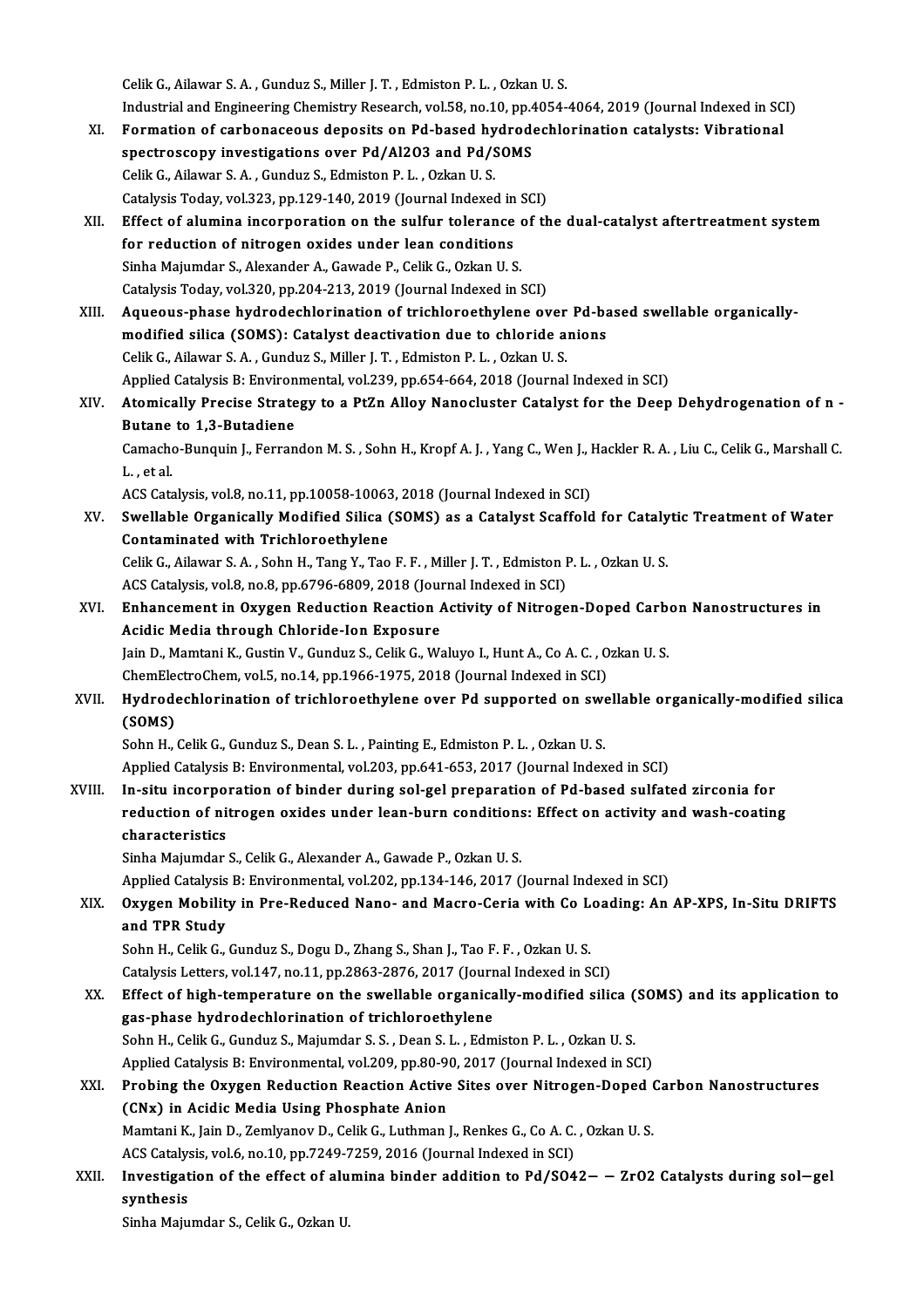Celik G., Ailawar S. A. , Gunduz S., Miller J. T. , Edmiston P. L. , Ozkan U. S.
Industrial and Engineering Chemistry Research, vol.58, no.10, pp.4054-4064, 2019 (Journal Indexed in SCI)

XI. **Formation of carbonaceous deposits on Pd-based hydrodechlorination catalysts: Vibrational spectroscopy investigations over Pd/Al2O3 and Pd/SOMS**
Celik G., Ailawar S. A. , Gunduz S., Edmiston P. L. , Ozkan U. S.
Catalysis Today, vol.323, pp.129-140, 2019 (Journal Indexed in SCI)

XII. **Effect of alumina incorporation on the sulfur tolerance of the dual-catalyst aftertreatment system for reduction of nitrogen oxides under lean conditions**
Sinha Majumdar S., Alexander A., Gawade P., Celik G., Ozkan U. S.
Catalysis Today, vol.320, pp.204-213, 2019 (Journal Indexed in SCI)

XIII. **Aqueous-phase hydrodechlorination of trichloroethylene over Pd-based swellable organically-modified silica (SOMS): Catalyst deactivation due to chloride anions**
Celik G., Ailawar S. A. , Gunduz S., Miller J. T. , Edmiston P. L. , Ozkan U. S.
Applied Catalysis B: Environmental, vol.239, pp.654-664, 2018 (Journal Indexed in SCI)

XIV. **Atomically Precise Strategy to a PtZn Alloy Nanocluster Catalyst for the Deep Dehydrogenation of n - Butane to 1,3-Butadiene**
Camacho-Bunquin J., Ferrandon M. S. , Sohn H., Kropf A. J. , Yang C., Wen J., Hackler R. A. , Liu C., Celik G., Marshall C. L. , et al.
ACS Catalysis, vol.8, no.11, pp.10058-10063, 2018 (Journal Indexed in SCI)

XV. **Swellable Organically Modified Silica (SOMS) as a Catalyst Scaffold for Catalytic Treatment of Water Contaminated with Trichloroethylene**
Celik G., Ailawar S. A. , Sohn H., Tang Y., Tao F. F. , Miller J. T. , Edmiston P. L. , Ozkan U. S.
ACS Catalysis, vol.8, no.8, pp.6796-6809, 2018 (Journal Indexed in SCI)

XVI. **Enhancement in Oxygen Reduction Reaction Activity of Nitrogen-Doped Carbon Nanostructures in Acidic Media through Chloride-Ion Exposure**
Jain D., Mamtani K., Gustin V., Gunduz S., Celik G., Waluyo I., Hunt A., Co A. C. , Ozkan U. S.
ChemElectroChem, vol.5, no.14, pp.1966-1975, 2018 (Journal Indexed in SCI)

XVII. **Hydrodechlorination of trichloroethylene over Pd supported on swellable organically-modified silica (SOMS)**
Sohn H., Celik G., Gunduz S., Dean S. L. , Painting E., Edmiston P. L. , Ozkan U. S.
Applied Catalysis B: Environmental, vol.203, pp.641-653, 2017 (Journal Indexed in SCI)

XVIII. **In-situ incorporation of binder during sol-gel preparation of Pd-based sulfated zirconia for reduction of nitrogen oxides under lean-burn conditions: Effect on activity and wash-coating characteristics**
Sinha Majumdar S., Celik G., Alexander A., Gawade P., Ozkan U. S.
Applied Catalysis B: Environmental, vol.202, pp.134-146, 2017 (Journal Indexed in SCI)

XIX. **Oxygen Mobility in Pre-Reduced Nano- and Macro-Ceria with Co Loading: An AP-XPS, In-Situ DRIFTS and TPR Study**
Sohn H., Celik G., Gunduz S., Dogu D., Zhang S., Shan J., Tao F. F. , Ozkan U. S.
Catalysis Letters, vol.147, no.11, pp.2863-2876, 2017 (Journal Indexed in SCI)

XX. **Effect of high-temperature on the swellable organically-modified silica (SOMS) and its application to gas-phase hydrodechlorination of trichloroethylene**
Sohn H., Celik G., Gunduz S., Majumdar S. S. , Dean S. L. , Edmiston P. L. , Ozkan U. S.
Applied Catalysis B: Environmental, vol.209, pp.80-90, 2017 (Journal Indexed in SCI)

XXI. **Probing the Oxygen Reduction Reaction Active Sites over Nitrogen-Doped Carbon Nanostructures (CNx) in Acidic Media Using Phosphate Anion**
Mamtani K., Jain D., Zemlyanov D., Celik G., Luthman J., Renkes G., Co A. C. , Ozkan U. S.
ACS Catalysis, vol.6, no.10, pp.7249-7259, 2016 (Journal Indexed in SCI)

XXII. **Investigation of the effect of alumina binder addition to Pd/SO42− − ZrO2 Catalysts during sol−gel synthesis**
Sinha Majumdar S., Celik G., Ozkan U.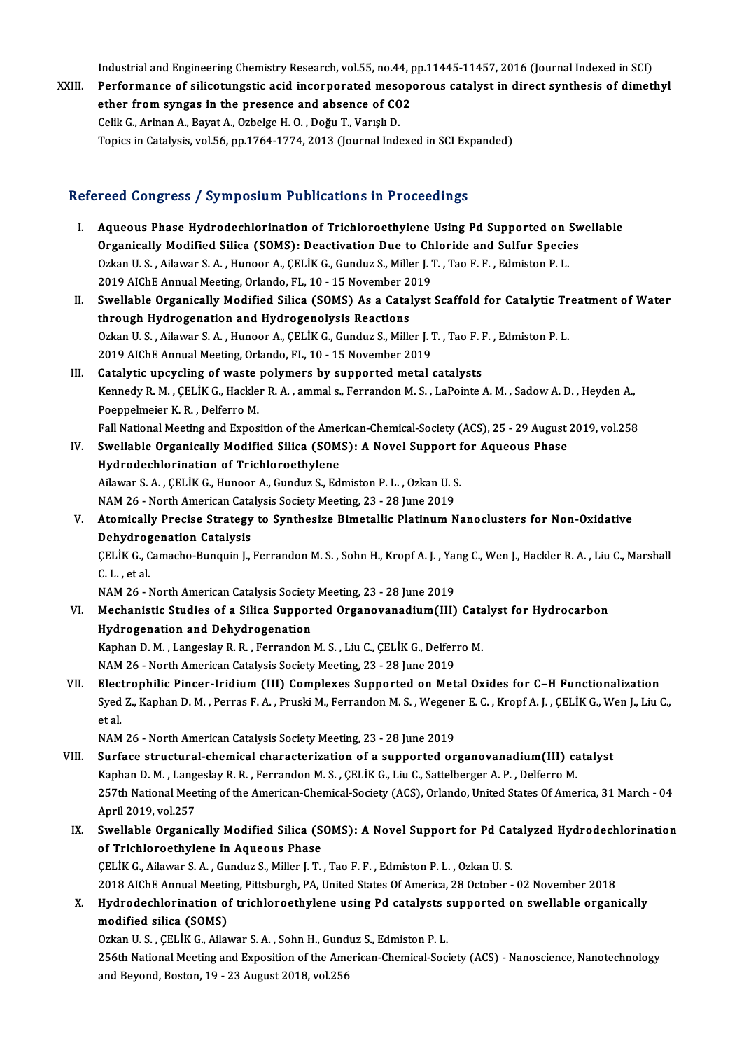Industrial and Engineering Chemistry Research, vol.55, no.44, pp.11445-11457, 2016 (Journal Indexed in SCI)

XXIII. **Performance of silicotungstic acid incorporated mesoporous catalyst in direct synthesis of dimethyl ether from syngas in the presence and absence of CO2**
Celik G., Arinan A., Bayat A., Ozbelge H. O. , Doğu T., Varışlı D.
Topics in Catalysis, vol.56, pp.1764-1774, 2013 (Journal Indexed in SCI Expanded)

## Refereed Congress / Symposium Publications in Proceedings

I. **Aqueous Phase Hydrodechlorination of Trichloroethylene Using Pd Supported on Swellable Organically Modified Silica (SOMS): Deactivation Due to Chloride and Sulfur Species**
Ozkan U. S. , Ailawar S. A. , Hunoor A., ÇELİK G., Gunduz S., Miller J. T. , Tao F. F. , Edmiston P. L.
2019 AIChE Annual Meeting, Orlando, FL, 10 - 15 November 2019

II. **Swellable Organically Modified Silica (SOMS) As a Catalyst Scaffold for Catalytic Treatment of Water through Hydrogenation and Hydrogenolysis Reactions**
Ozkan U. S. , Ailawar S. A. , Hunoor A., ÇELİK G., Gunduz S., Miller J. T. , Tao F. F. , Edmiston P. L.
2019 AIChE Annual Meeting, Orlando, FL, 10 - 15 November 2019

III. **Catalytic upcycling of waste polymers by supported metal catalysts**
Kennedy R. M. , ÇELİK G., Hackler R. A. , ammal s., Ferrandon M. S. , LaPointe A. M. , Sadow A. D. , Heyden A., Poeppelmeier K. R. , Delferro M.
Fall National Meeting and Exposition of the American-Chemical-Society (ACS), 25 - 29 August 2019, vol.258

IV. **Swellable Organically Modified Silica (SOMS): A Novel Support for Aqueous Phase Hydrodechlorination of Trichloroethylene**
Ailawar S. A. , ÇELİK G., Hunoor A., Gunduz S., Edmiston P. L. , Ozkan U. S.
NAM 26 - North American Catalysis Society Meeting, 23 - 28 June 2019

V. **Atomically Precise Strategy to Synthesize Bimetallic Platinum Nanoclusters for Non-Oxidative Dehydrogenation Catalysis**
ÇELİK G., Camacho-Bunquin J., Ferrandon M. S. , Sohn H., Kropf A. J. , Yang C., Wen J., Hackler R. A. , Liu C., Marshall C. L. , et al.
NAM 26 - North American Catalysis Society Meeting, 23 - 28 June 2019

VI. **Mechanistic Studies of a Silica Supported Organovanadium(III) Catalyst for Hydrocarbon Hydrogenation and Dehydrogenation**
Kaphan D. M. , Langeslay R. R. , Ferrandon M. S. , Liu C., ÇELİK G., Delferro M.
NAM 26 - North American Catalysis Society Meeting, 23 - 28 June 2019

VII. **Electrophilic Pincer-Iridium (III) Complexes Supported on Metal Oxides for C–H Functionalization**
Syed Z., Kaphan D. M. , Perras F. A. , Pruski M., Ferrandon M. S. , Wegener E. C. , Kropf A. J. , ÇELİK G., Wen J., Liu C., et al.
NAM 26 - North American Catalysis Society Meeting, 23 - 28 June 2019

VIII. **Surface structural-chemical characterization of a supported organovanadium(III) catalyst**
Kaphan D. M. , Langeslay R. R. , Ferrandon M. S. , ÇELİK G., Liu C., Sattelberger A. P. , Delferro M.
257th National Meeting of the American-Chemical-Society (ACS), Orlando, United States Of America, 31 March - 04 April 2019, vol.257

IX. **Swellable Organically Modified Silica (SOMS): A Novel Support for Pd Catalyzed Hydrodechlorination of Trichloroethylene in Aqueous Phase**
ÇELİK G., Ailawar S. A. , Gunduz S., Miller J. T. , Tao F. F. , Edmiston P. L. , Ozkan U. S.
2018 AIChE Annual Meeting, Pittsburgh, PA, United States Of America, 28 October - 02 November 2018

X. **Hydrodechlorination of trichloroethylene using Pd catalysts supported on swellable organically modified silica (SOMS)**
Ozkan U. S. , ÇELİK G., Ailawar S. A. , Sohn H., Gunduz S., Edmiston P. L.
256th National Meeting and Exposition of the American-Chemical-Society (ACS) - Nanoscience, Nanotechnology and Beyond, Boston, 19 - 23 August 2018, vol.256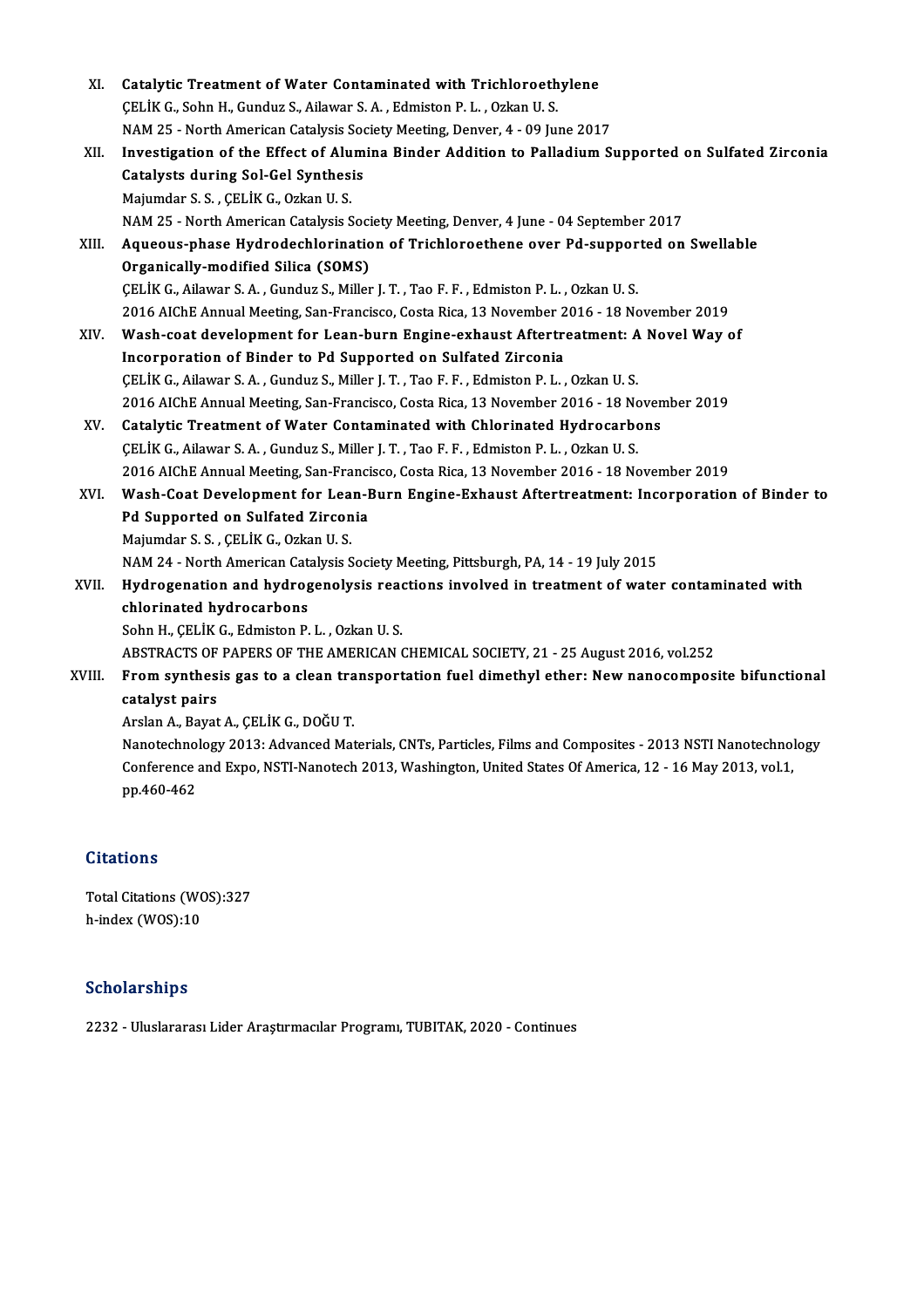XI. **Catalytic Treatment of Water Contaminated with Trichloroethylene**
ÇELİK G., Sohn H., Gunduz S., Ailawar S. A. , Edmiston P. L. , Ozkan U. S.
NAM 25 - North American Catalysis Society Meeting, Denver, 4 - 09 June 2017

XII. **Investigation of the Effect of Alumina Binder Addition to Palladium Supported on Sulfated Zirconia Catalysts during Sol-Gel Synthesis**
Majumdar S. S. , ÇELİK G., Ozkan U. S.
NAM 25 - North American Catalysis Society Meeting, Denver, 4 June - 04 September 2017

XIII. **Aqueous-phase Hydrodechlorination of Trichloroethene over Pd-supported on Swellable Organically-modified Silica (SOMS)**
ÇELİK G., Ailawar S. A. , Gunduz S., Miller J. T. , Tao F. F. , Edmiston P. L. , Ozkan U. S.
2016 AIChE Annual Meeting, San-Francisco, Costa Rica, 13 November 2016 - 18 November 2019

XIV. **Wash-coat development for Lean-burn Engine-exhaust Aftertreatment: A Novel Way of Incorporation of Binder to Pd Supported on Sulfated Zirconia**
ÇELİK G., Ailawar S. A. , Gunduz S., Miller J. T. , Tao F. F. , Edmiston P. L. , Ozkan U. S.
2016 AIChE Annual Meeting, San-Francisco, Costa Rica, 13 November 2016 - 18 November 2019

XV. **Catalytic Treatment of Water Contaminated with Chlorinated Hydrocarbons**
ÇELİK G., Ailawar S. A. , Gunduz S., Miller J. T. , Tao F. F. , Edmiston P. L. , Ozkan U. S.
2016 AIChE Annual Meeting, San-Francisco, Costa Rica, 13 November 2016 - 18 November 2019

XVI. **Wash-Coat Development for Lean-Burn Engine-Exhaust Aftertreatment: Incorporation of Binder to Pd Supported on Sulfated Zirconia**
Majumdar S. S. , ÇELİK G., Ozkan U. S.
NAM 24 - North American Catalysis Society Meeting, Pittsburgh, PA, 14 - 19 July 2015

XVII. **Hydrogenation and hydrogenolysis reactions involved in treatment of water contaminated with chlorinated hydrocarbons**
Sohn H., ÇELİK G., Edmiston P. L. , Ozkan U. S.
ABSTRACTS OF PAPERS OF THE AMERICAN CHEMICAL SOCIETY, 21 - 25 August 2016, vol.252

XVIII. **From synthesis gas to a clean transportation fuel dimethyl ether: New nanocomposite bifunctional catalyst pairs**
Arslan A., Bayat A., ÇELİK G., DOĞU T.
Nanotechnology 2013: Advanced Materials, CNTs, Particles, Films and Composites - 2013 NSTI Nanotechnology Conference and Expo, NSTI-Nanotech 2013, Washington, United States Of America, 12 - 16 May 2013, vol.1, pp.460-462

## Citations

Total Citations (WOS):327
h-index (WOS):10

## Scholarships

2232 - Uluslararası Lider Araştırmacılar Programı, TUBITAK, 2020 - Continues